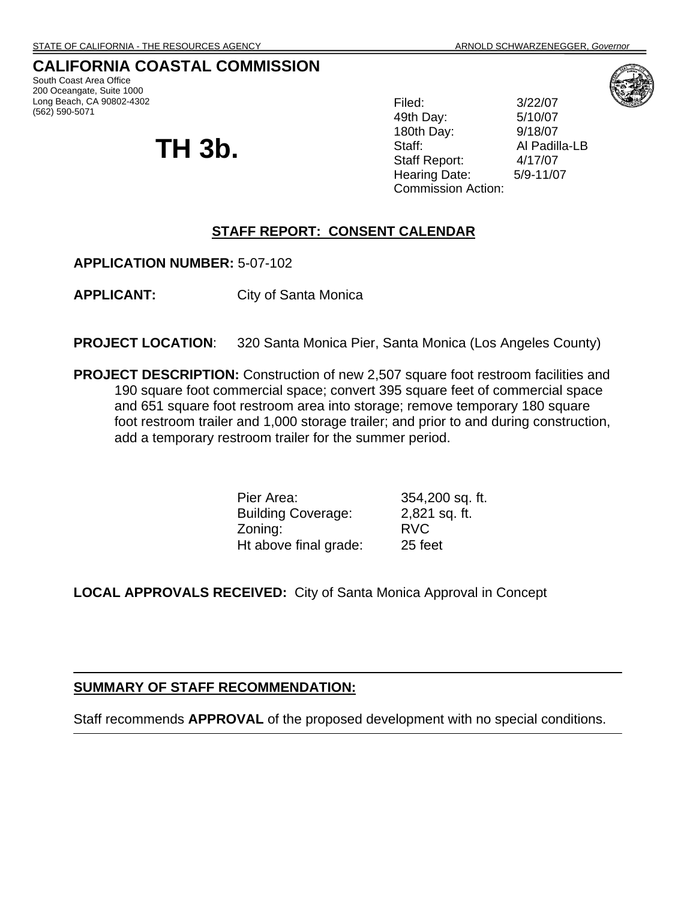STATE OF CALIFORNIA - THE RESOURCES AGENCY ARNOLD SCHWARZENEGGER, *Governor*

# CALIFORNIA COASTAL COMMISSION

South Coast Area Office
200 Oceangate, Suite 1000
Long Beach, CA 90802-4302
(562) 590-5071

# TH 3b.

| | |
|---|---|
| Filed: | 3/22/07 |
| 49th Day: | 5/10/07 |
| 180th Day: | 9/18/07 |
| Staff: | Al Padilla-LB |
| Staff Report: | 4/17/07 |
| Hearing Date: | 5/9-11/07 |
| Commission Action: | |

## STAFF REPORT: CONSENT CALENDAR

**APPLICATION NUMBER:** 5-07-102

**APPLICANT:** City of Santa Monica

**PROJECT LOCATION**: 320 Santa Monica Pier, Santa Monica (Los Angeles County)

**PROJECT DESCRIPTION:** Construction of new 2,507 square foot restroom facilities and 190 square foot commercial space; convert 395 square feet of commercial space and 651 square foot restroom area into storage; remove temporary 180 square foot restroom trailer and 1,000 storage trailer; and prior to and during construction, add a temporary restroom trailer for the summer period.

| | |
|---|---|
| Pier Area: | 354,200 sq. ft. |
| Building Coverage: | 2,821 sq. ft. |
| Zoning: | RVC |
| Ht above final grade: | 25 feet |

**LOCAL APPROVALS RECEIVED:** City of Santa Monica Approval in Concept

---

**SUMMARY OF STAFF RECOMMENDATION:**

Staff recommends **APPROVAL** of the proposed development with no special conditions.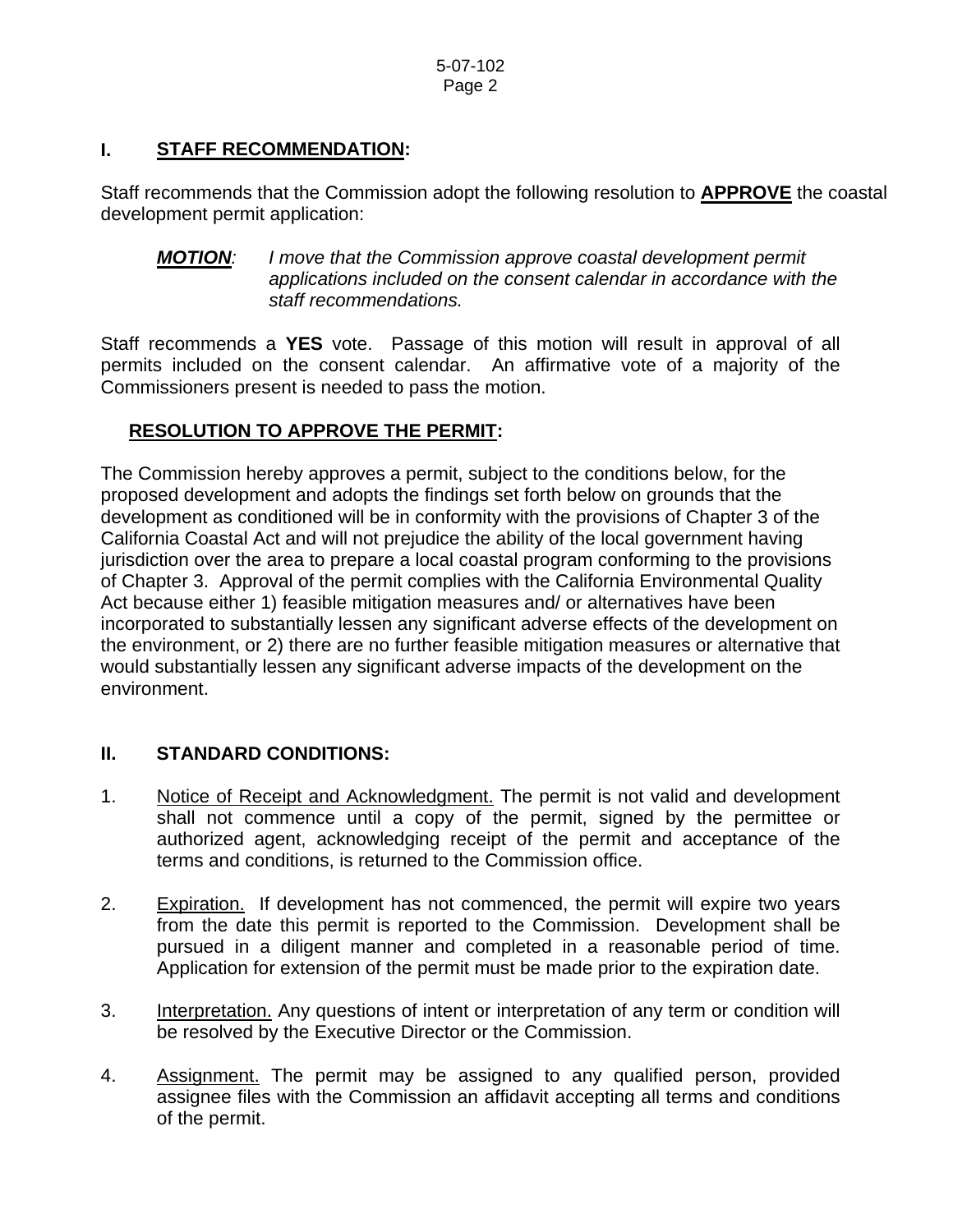## I. STAFF RECOMMENDATION:

Staff recommends that the Commission adopt the following resolution to **APPROVE** the coastal development permit application:

***MOTION***: *I move that the Commission approve coastal development permit applications included on the consent calendar in accordance with the staff recommendations.*

Staff recommends a **YES** vote. Passage of this motion will result in approval of all permits included on the consent calendar. An affirmative vote of a majority of the Commissioners present is needed to pass the motion.

### RESOLUTION TO APPROVE THE PERMIT:

The Commission hereby approves a permit, subject to the conditions below, for the proposed development and adopts the findings set forth below on grounds that the development as conditioned will be in conformity with the provisions of Chapter 3 of the California Coastal Act and will not prejudice the ability of the local government having jurisdiction over the area to prepare a local coastal program conforming to the provisions of Chapter 3. Approval of the permit complies with the California Environmental Quality Act because either 1) feasible mitigation measures and/ or alternatives have been incorporated to substantially lessen any significant adverse effects of the development on the environment, or 2) there are no further feasible mitigation measures or alternative that would substantially lessen any significant adverse impacts of the development on the environment.

## II. STANDARD CONDITIONS:

1. Notice of Receipt and Acknowledgment. The permit is not valid and development shall not commence until a copy of the permit, signed by the permittee or authorized agent, acknowledging receipt of the permit and acceptance of the terms and conditions, is returned to the Commission office.

2. Expiration. If development has not commenced, the permit will expire two years from the date this permit is reported to the Commission. Development shall be pursued in a diligent manner and completed in a reasonable period of time. Application for extension of the permit must be made prior to the expiration date.

3. Interpretation. Any questions of intent or interpretation of any term or condition will be resolved by the Executive Director or the Commission.

4. Assignment. The permit may be assigned to any qualified person, provided assignee files with the Commission an affidavit accepting all terms and conditions of the permit.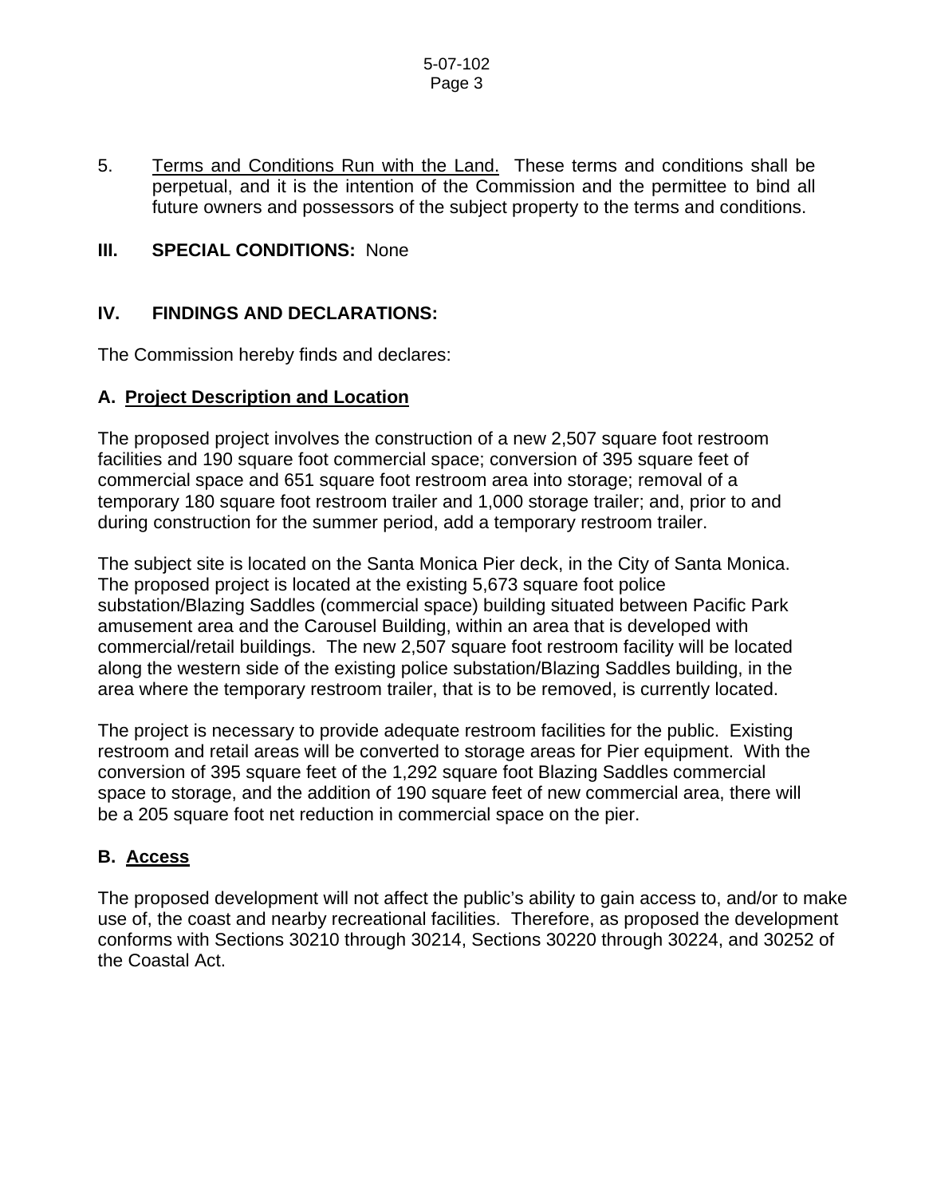5. <u>Terms and Conditions Run with the Land.</u> These terms and conditions shall be perpetual, and it is the intention of the Commission and the permittee to bind all future owners and possessors of the subject property to the terms and conditions.

## III. SPECIAL CONDITIONS: None

## IV. FINDINGS AND DECLARATIONS:

The Commission hereby finds and declares:

### A. <u>Project Description and Location</u>

The proposed project involves the construction of a new 2,507 square foot restroom facilities and 190 square foot commercial space; conversion of 395 square feet of commercial space and 651 square foot restroom area into storage; removal of a temporary 180 square foot restroom trailer and 1,000 storage trailer; and, prior to and during construction for the summer period, add a temporary restroom trailer.

The subject site is located on the Santa Monica Pier deck, in the City of Santa Monica. The proposed project is located at the existing 5,673 square foot police substation/Blazing Saddles (commercial space) building situated between Pacific Park amusement area and the Carousel Building, within an area that is developed with commercial/retail buildings. The new 2,507 square foot restroom facility will be located along the western side of the existing police substation/Blazing Saddles building, in the area where the temporary restroom trailer, that is to be removed, is currently located.

The project is necessary to provide adequate restroom facilities for the public. Existing restroom and retail areas will be converted to storage areas for Pier equipment. With the conversion of 395 square feet of the 1,292 square foot Blazing Saddles commercial space to storage, and the addition of 190 square feet of new commercial area, there will be a 205 square foot net reduction in commercial space on the pier.

### B. <u>Access</u>

The proposed development will not affect the public's ability to gain access to, and/or to make use of, the coast and nearby recreational facilities. Therefore, as proposed the development conforms with Sections 30210 through 30214, Sections 30220 through 30224, and 30252 of the Coastal Act.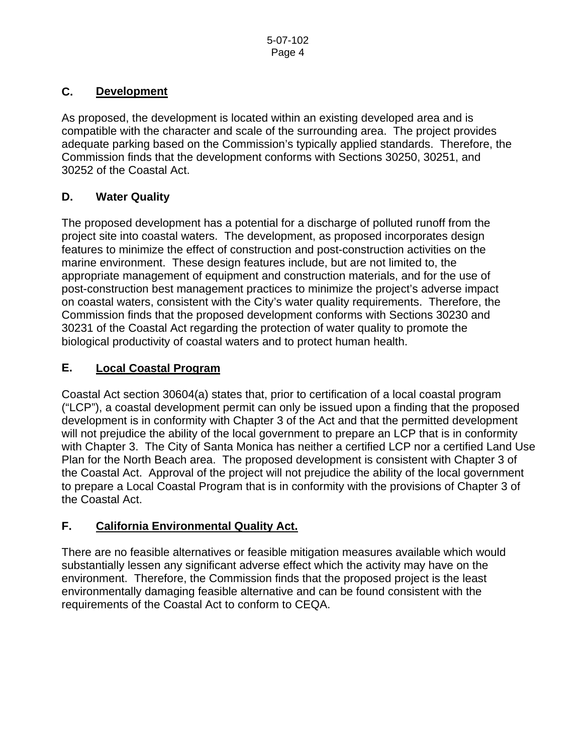## C. <u>Development</u>

As proposed, the development is located within an existing developed area and is compatible with the character and scale of the surrounding area. The project provides adequate parking based on the Commission's typically applied standards. Therefore, the Commission finds that the development conforms with Sections 30250, 30251, and 30252 of the Coastal Act.

## D. Water Quality

The proposed development has a potential for a discharge of polluted runoff from the project site into coastal waters. The development, as proposed incorporates design features to minimize the effect of construction and post-construction activities on the marine environment. These design features include, but are not limited to, the appropriate management of equipment and construction materials, and for the use of post-construction best management practices to minimize the project's adverse impact on coastal waters, consistent with the City's water quality requirements. Therefore, the Commission finds that the proposed development conforms with Sections 30230 and 30231 of the Coastal Act regarding the protection of water quality to promote the biological productivity of coastal waters and to protect human health.

## E. <u>Local Coastal Program</u>

Coastal Act section 30604(a) states that, prior to certification of a local coastal program ("LCP"), a coastal development permit can only be issued upon a finding that the proposed development is in conformity with Chapter 3 of the Act and that the permitted development will not prejudice the ability of the local government to prepare an LCP that is in conformity with Chapter 3. The City of Santa Monica has neither a certified LCP nor a certified Land Use Plan for the North Beach area. The proposed development is consistent with Chapter 3 of the Coastal Act. Approval of the project will not prejudice the ability of the local government to prepare a Local Coastal Program that is in conformity with the provisions of Chapter 3 of the Coastal Act.

## F. <u>California Environmental Quality Act.</u>

There are no feasible alternatives or feasible mitigation measures available which would substantially lessen any significant adverse effect which the activity may have on the environment. Therefore, the Commission finds that the proposed project is the least environmentally damaging feasible alternative and can be found consistent with the requirements of the Coastal Act to conform to CEQA.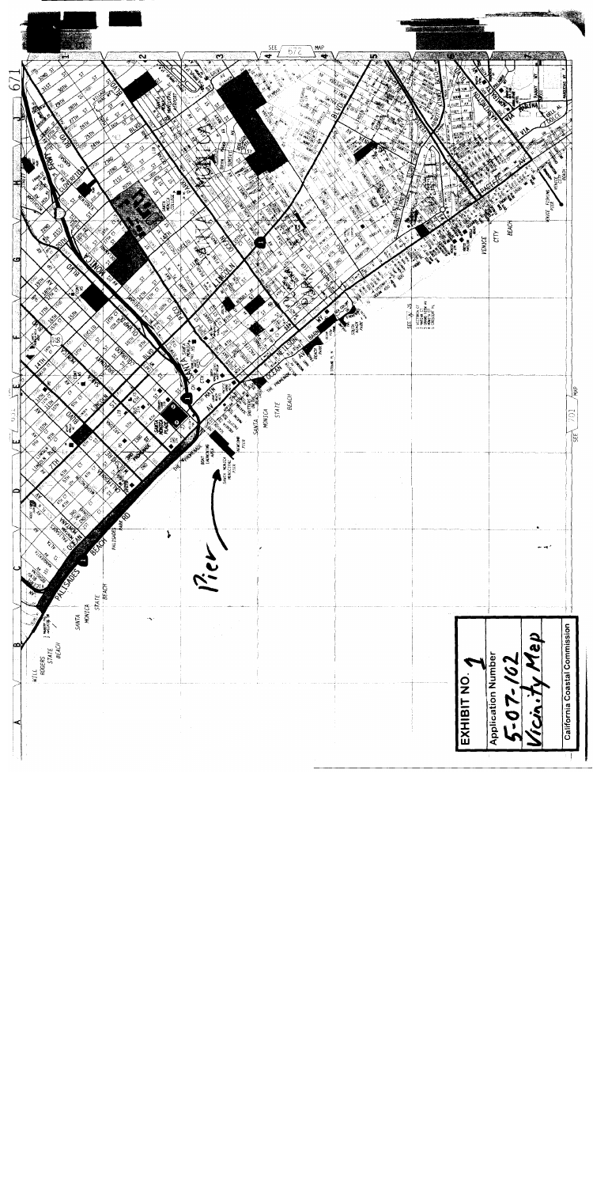Pier

**EXHIBIT NO. 1**

Application Number

5-07-102

Vicinity Map

California Coastal Commission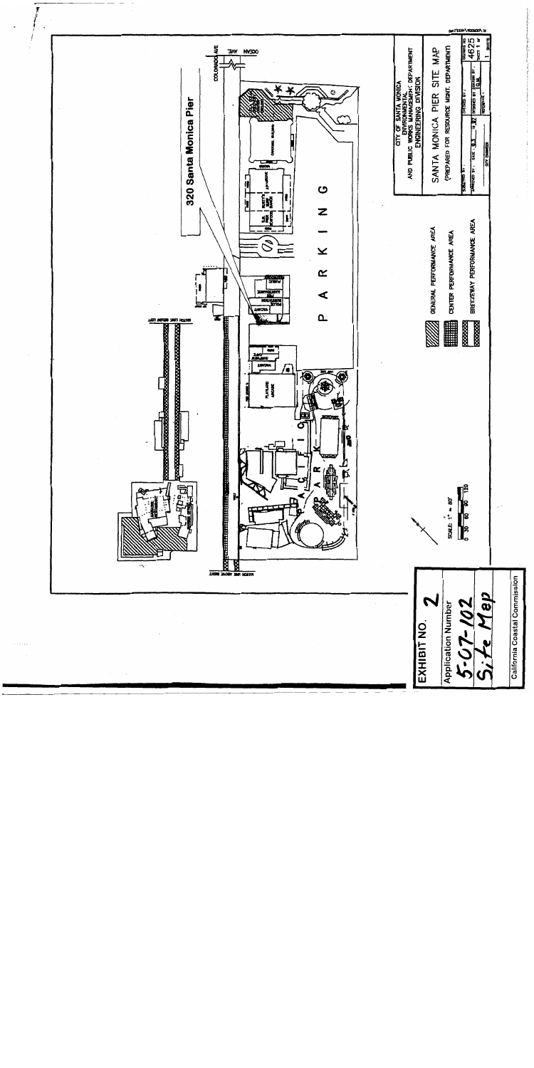# EXHIBIT NO. 2

Application Number

5-07-102

Site Map

California Coastal Commission

## 320 Santa Monica Pier

CITY OF SANTA MONICA
ENVIRONMENTAL AND PUBLIC WORKS MANAGEMENT DEPARTMENT
ENGINEERING DIVISION

SANTA MONICA PIER SITE MAP

(PREPARED FOR RESOURCE MGMT. DEPARTMENT)

GENERAL PERFORMANCE AREA

CENTER PERFORMANCE AREA

BREEZEWAY PERFORMANCE AREA

SCALE: 1" = 80'

0 30 60 90 120

PARKING

PACIFIC PARK

COLORADO AVE

OCEAN AVE

WATER LINE BELOW LEFT

WATER LINE ABOVE RIGHT

PLAYLAND ARCADE

DRAWING NO. 4625

SHEET 1 OF 1 SHEETS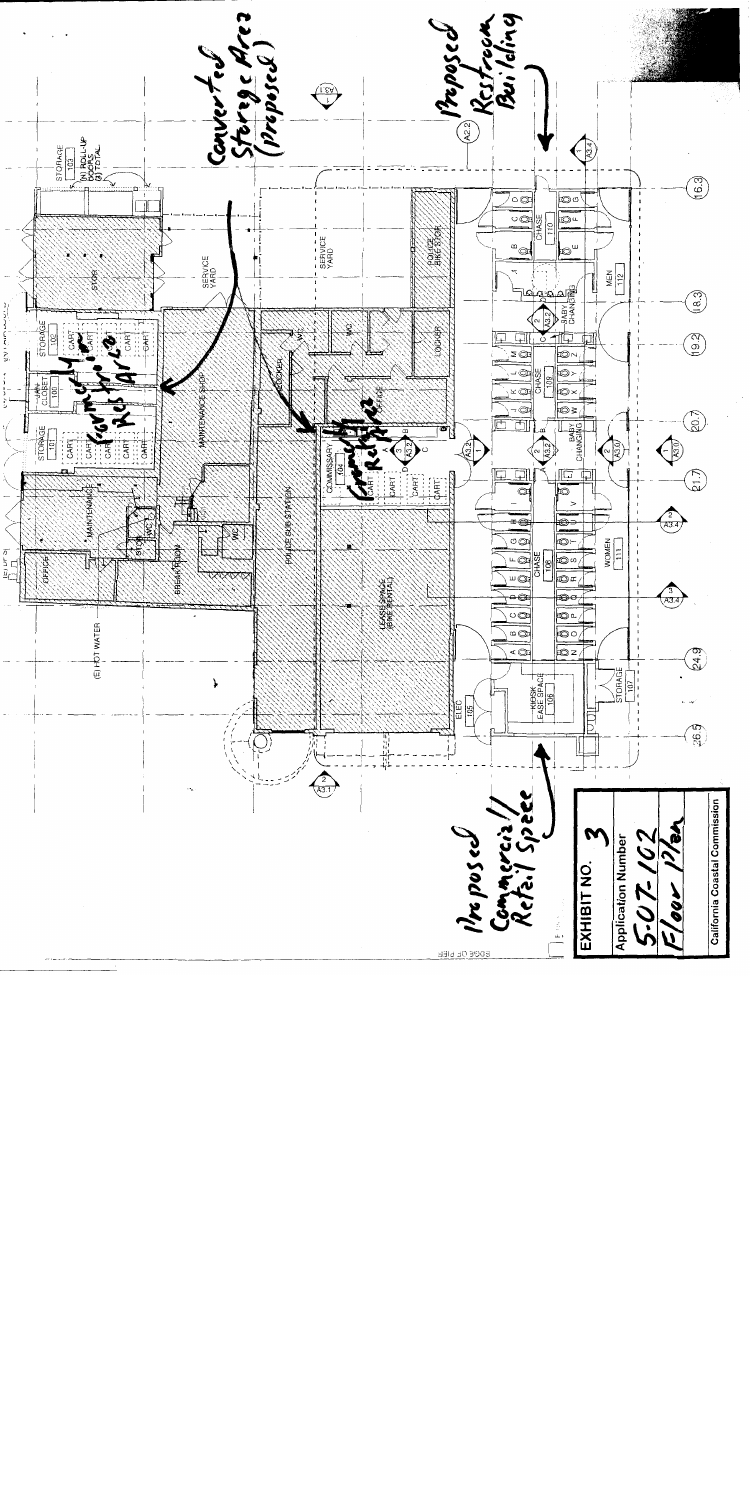Converted Storage Area (proposed)

Proposed Restroom Building

Formerly Restroom Area

Currently Refuse

Proposed Commercial/Retail Space

STORAGE 101

JAN. CLOSET 101

STORAGE 102

MAINTENANCE SHOP

MAINTENANCE

OFFICE

BREAK ROOM

(E) HOT WATER

SERVICE YARD

POLICE BIKE STOR.

LOCKER

POLICE SUB STATION

COMMISSARY 104

CONCESSIONS (BIKE RENTAL)

ELEC 105

KIOSK LEASE SPACE 106

STORAGE 107

CHASE 108

CHASE 109

CHASE 110

WOMEN 111

MEN 112

BABY CHANGING

| EXHIBIT NO. 3 |
|---|
| Application Number |
| 5-07-162 |
| Floor Plan |
| California Coastal Commission |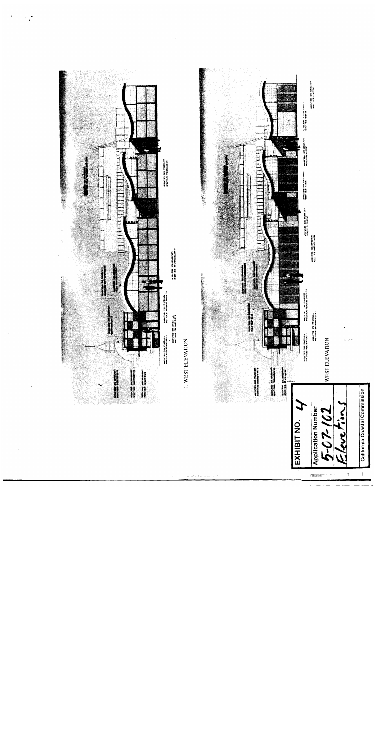1. WEST ELEVATION

WEST ELEVATION

**EXHIBIT NO. 4**

Application Number

5-07-102

Elevations

California Coastal Commission